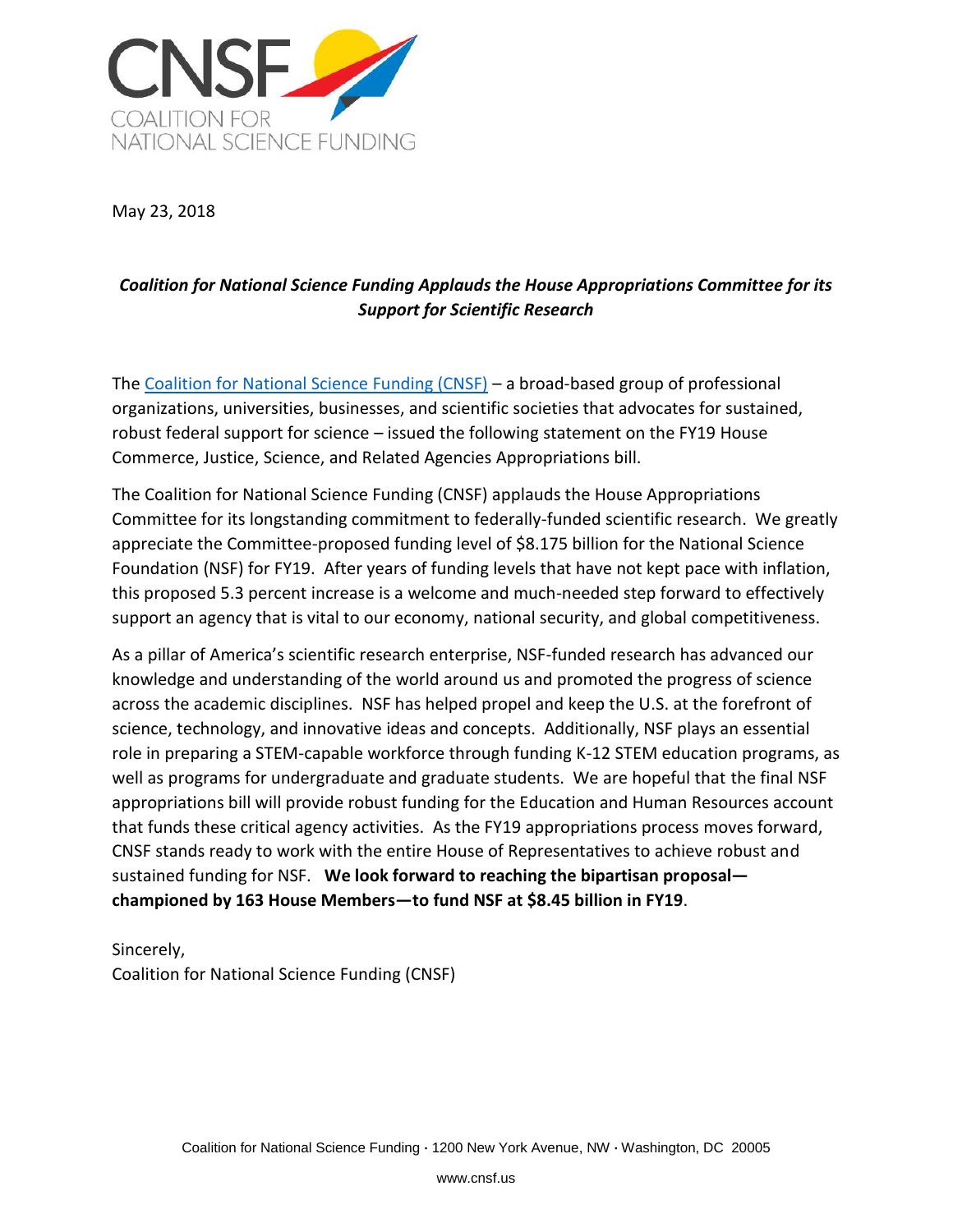CNSF

COALITION FOR NATIONAL SCIENCE FUNDING

May 23, 2018

***Coalition for National Science Funding Applauds the House Appropriations Committee for its Support for Scientific Research***

The Coalition for National Science Funding (CNSF) – a broad-based group of professional organizations, universities, businesses, and scientific societies that advocates for sustained, robust federal support for science – issued the following statement on the FY19 House Commerce, Justice, Science, and Related Agencies Appropriations bill.

The Coalition for National Science Funding (CNSF) applauds the House Appropriations Committee for its longstanding commitment to federally-funded scientific research. We greatly appreciate the Committee-proposed funding level of $8.175 billion for the National Science Foundation (NSF) for FY19. After years of funding levels that have not kept pace with inflation, this proposed 5.3 percent increase is a welcome and much-needed step forward to effectively support an agency that is vital to our economy, national security, and global competitiveness.

As a pillar of America's scientific research enterprise, NSF-funded research has advanced our knowledge and understanding of the world around us and promoted the progress of science across the academic disciplines. NSF has helped propel and keep the U.S. at the forefront of science, technology, and innovative ideas and concepts. Additionally, NSF plays an essential role in preparing a STEM-capable workforce through funding K-12 STEM education programs, as well as programs for undergraduate and graduate students. We are hopeful that the final NSF appropriations bill will provide robust funding for the Education and Human Resources account that funds these critical agency activities. As the FY19 appropriations process moves forward, CNSF stands ready to work with the entire House of Representatives to achieve robust and sustained funding for NSF. **We look forward to reaching the bipartisan proposal—championed by 163 House Members—to fund NSF at $8.45 billion in FY19**.

Sincerely,
Coalition for National Science Funding (CNSF)

Coalition for National Science Funding · 1200 New York Avenue, NW · Washington, DC 20005

www.cnsf.us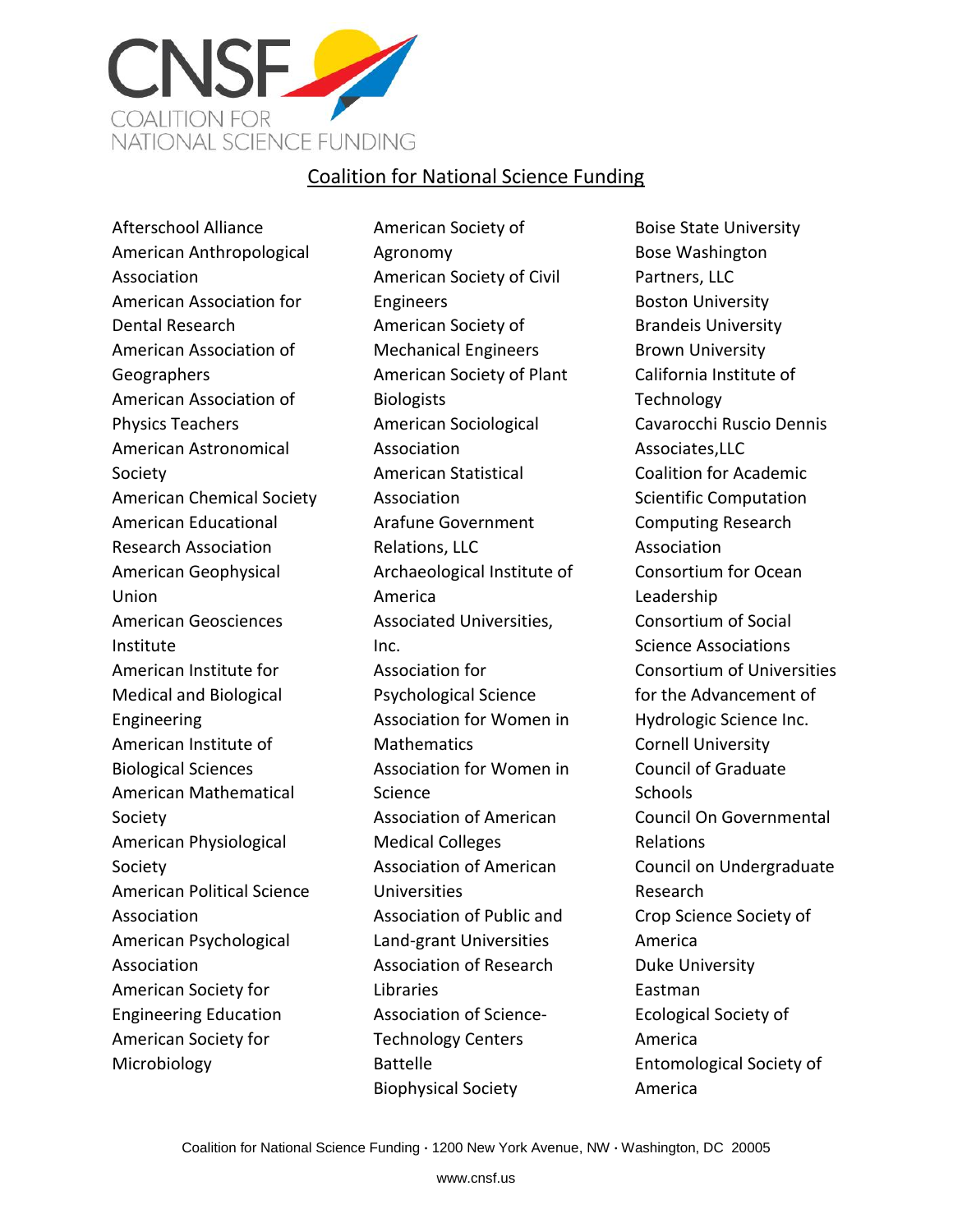CNSF
COALITION FOR
NATIONAL SCIENCE FUNDING

## Coalition for National Science Funding

Afterschool Alliance
American Anthropological Association
American Association for Dental Research
American Association of Geographers
American Association of Physics Teachers
American Astronomical Society
American Chemical Society
American Educational Research Association
American Geophysical Union
American Geosciences Institute
American Institute for Medical and Biological Engineering
American Institute of Biological Sciences
American Mathematical Society
American Physiological Society
American Political Science Association
American Psychological Association
American Society for Engineering Education
American Society for Microbiology
American Society of Agronomy
American Society of Civil Engineers
American Society of Mechanical Engineers
American Society of Plant Biologists
American Sociological Association
American Statistical Association
Arafune Government Relations, LLC
Archaeological Institute of America
Associated Universities, Inc.
Association for Psychological Science
Association for Women in Mathematics
Association for Women in Science
Association of American Medical Colleges
Association of American Universities
Association of Public and Land-grant Universities
Association of Research Libraries
Association of Science-Technology Centers
Battelle
Biophysical Society
Boise State University
Bose Washington Partners, LLC
Boston University
Brandeis University
Brown University
California Institute of Technology
Cavarocchi Ruscio Dennis Associates,LLC
Coalition for Academic Scientific Computation
Computing Research Association
Consortium for Ocean Leadership
Consortium of Social Science Associations
Consortium of Universities for the Advancement of Hydrologic Science Inc.
Cornell University
Council of Graduate Schools
Council On Governmental Relations
Council on Undergraduate Research
Crop Science Society of America
Duke University
Eastman
Ecological Society of America
Entomological Society of America

Coalition for National Science Funding · 1200 New York Avenue, NW · Washington, DC 20005

www.cnsf.us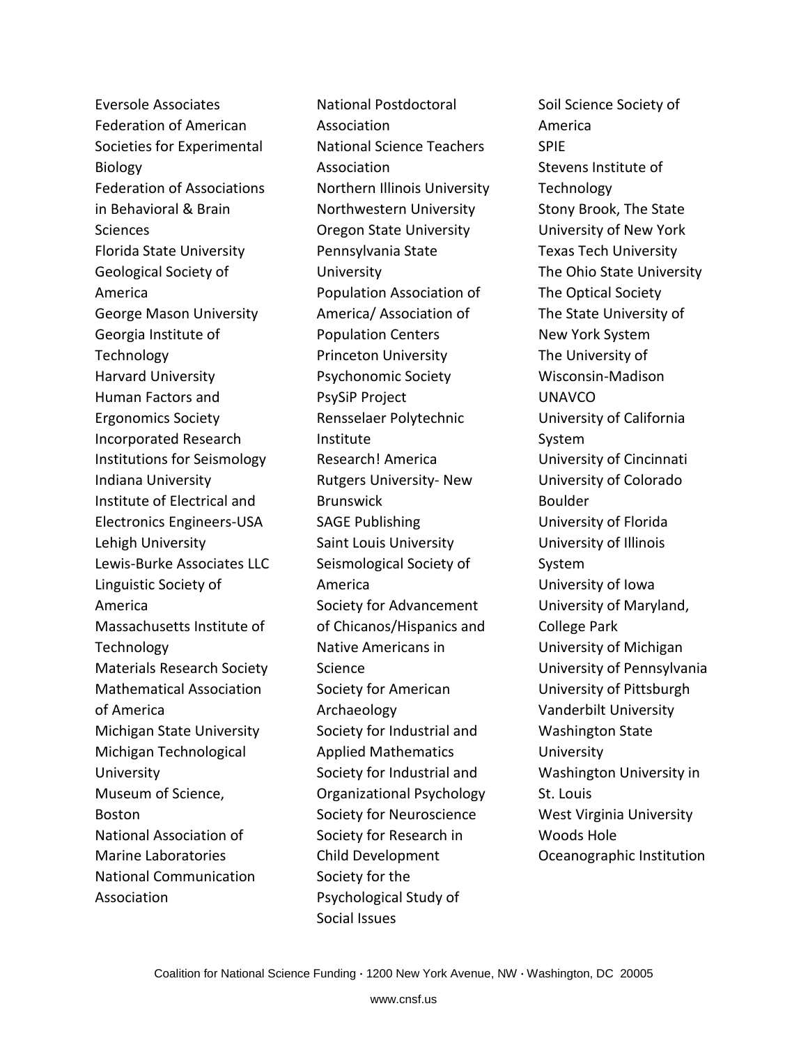Eversole Associates
Federation of American Societies for Experimental Biology
Federation of Associations in Behavioral & Brain Sciences
Florida State University
Geological Society of America
George Mason University
Georgia Institute of Technology
Harvard University
Human Factors and Ergonomics Society
Incorporated Research Institutions for Seismology
Indiana University
Institute of Electrical and Electronics Engineers-USA
Lehigh University
Lewis-Burke Associates LLC
Linguistic Society of America
Massachusetts Institute of Technology
Materials Research Society
Mathematical Association of America
Michigan State University
Michigan Technological University
Museum of Science, Boston
National Association of Marine Laboratories
National Communication Association
National Postdoctoral Association
National Science Teachers Association
Northern Illinois University
Northwestern University
Oregon State University
Pennsylvania State University
Population Association of America/ Association of Population Centers
Princeton University
Psychonomic Society
PsySiP Project
Rensselaer Polytechnic Institute
Research! America
Rutgers University- New Brunswick
SAGE Publishing
Saint Louis University
Seismological Society of America
Society for Advancement of Chicanos/Hispanics and Native Americans in Science
Society for American Archaeology
Society for Industrial and Applied Mathematics
Society for Industrial and Organizational Psychology
Society for Neuroscience
Society for Research in Child Development
Society for the Psychological Study of Social Issues
Soil Science Society of America
SPIE
Stevens Institute of Technology
Stony Brook, The State University of New York
Texas Tech University
The Ohio State University
The Optical Society
The State University of New York System
The University of Wisconsin-Madison
UNAVCO
University of California System
University of Cincinnati
University of Colorado Boulder
University of Florida
University of Illinois System
University of Iowa
University of Maryland, College Park
University of Michigan
University of Pennsylvania
University of Pittsburgh
Vanderbilt University
Washington State University
Washington University in St. Louis
West Virginia University
Woods Hole Oceanographic Institution

Coalition for National Science Funding · 1200 New York Avenue, NW · Washington, DC 20005

www.cnsf.us